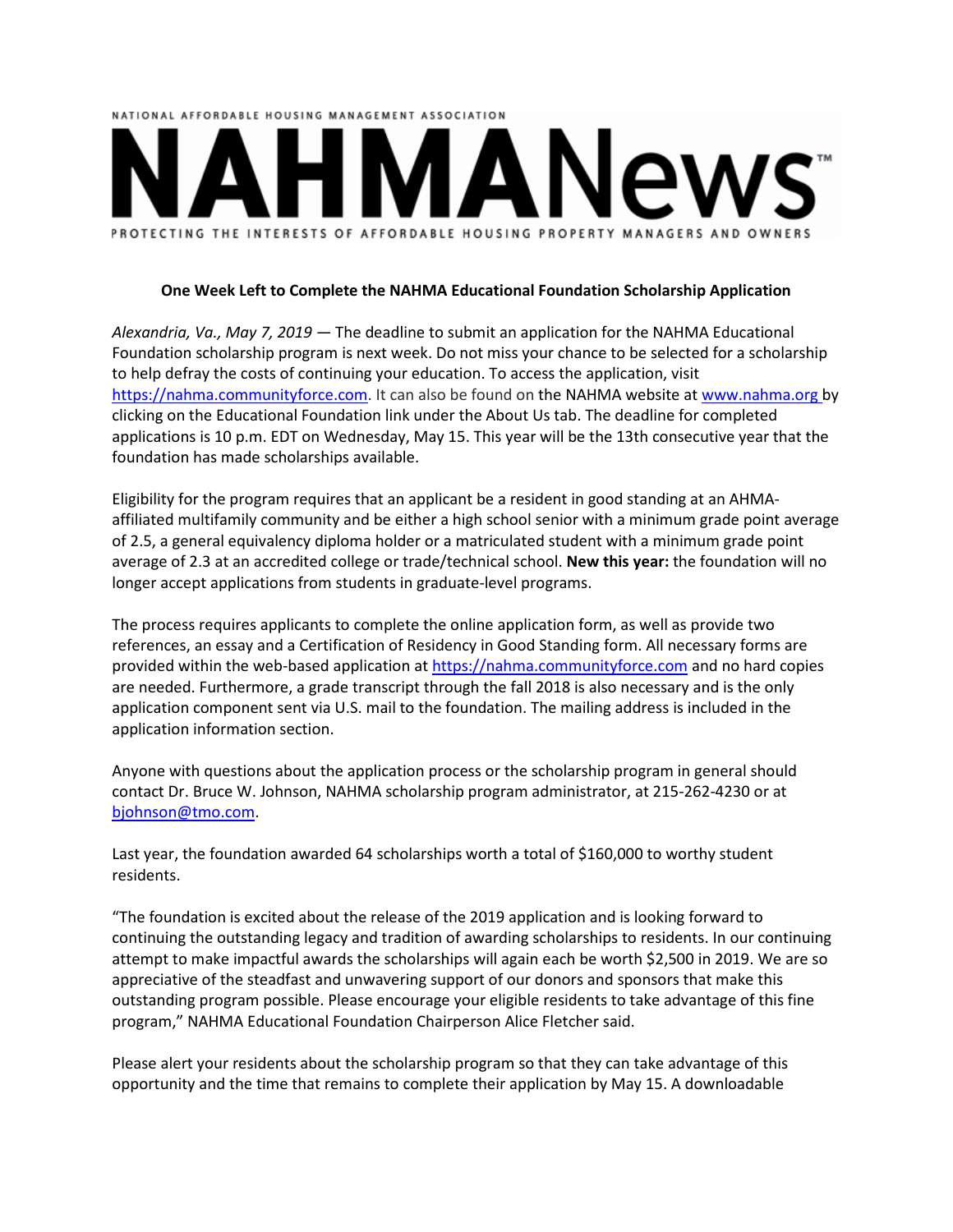NATIONAL AFFORDABLE HOUSING MANAGEMENT ASSOCIATION

# NAHMANews™

PROTECTING THE INTERESTS OF AFFORDABLE HOUSING PROPERTY MANAGERS AND OWNERS

**One Week Left to Complete the NAHMA Educational Foundation Scholarship Application**

*Alexandria, Va., May 7, 2019* — The deadline to submit an application for the NAHMA Educational Foundation scholarship program is next week. Do not miss your chance to be selected for a scholarship to help defray the costs of continuing your education. To access the application, visit https://nahma.communityforce.com. It can also be found on the NAHMA website at www.nahma.org by clicking on the Educational Foundation link under the About Us tab. The deadline for completed applications is 10 p.m. EDT on Wednesday, May 15. This year will be the 13th consecutive year that the foundation has made scholarships available.

Eligibility for the program requires that an applicant be a resident in good standing at an AHMA-affiliated multifamily community and be either a high school senior with a minimum grade point average of 2.5, a general equivalency diploma holder or a matriculated student with a minimum grade point average of 2.3 at an accredited college or trade/technical school. **New this year:** the foundation will no longer accept applications from students in graduate-level programs.

The process requires applicants to complete the online application form, as well as provide two references, an essay and a Certification of Residency in Good Standing form. All necessary forms are provided within the web-based application at https://nahma.communityforce.com and no hard copies are needed. Furthermore, a grade transcript through the fall 2018 is also necessary and is the only application component sent via U.S. mail to the foundation. The mailing address is included in the application information section.

Anyone with questions about the application process or the scholarship program in general should contact Dr. Bruce W. Johnson, NAHMA scholarship program administrator, at 215-262-4230 or at bjohnson@tmo.com.

Last year, the foundation awarded 64 scholarships worth a total of $160,000 to worthy student residents.

"The foundation is excited about the release of the 2019 application and is looking forward to continuing the outstanding legacy and tradition of awarding scholarships to residents. In our continuing attempt to make impactful awards the scholarships will again each be worth $2,500 in 2019. We are so appreciative of the steadfast and unwavering support of our donors and sponsors that make this outstanding program possible. Please encourage your eligible residents to take advantage of this fine program," NAHMA Educational Foundation Chairperson Alice Fletcher said.

Please alert your residents about the scholarship program so that they can take advantage of this opportunity and the time that remains to complete their application by May 15. A downloadable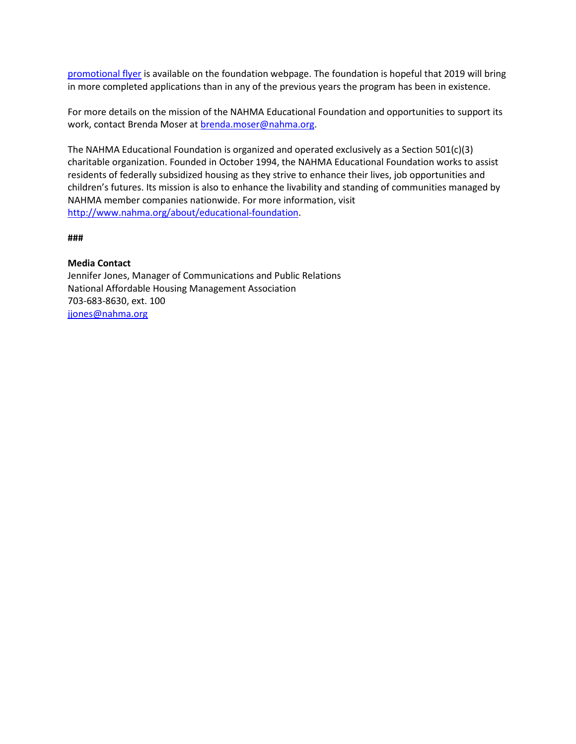[promotional flyer](promotional flyer) is available on the foundation webpage. The foundation is hopeful that 2019 will bring in more completed applications than in any of the previous years the program has been in existence.

For more details on the mission of the NAHMA Educational Foundation and opportunities to support its work, contact Brenda Moser at brenda.moser@nahma.org.

The NAHMA Educational Foundation is organized and operated exclusively as a Section 501(c)(3) charitable organization. Founded in October 1994, the NAHMA Educational Foundation works to assist residents of federally subsidized housing as they strive to enhance their lives, job opportunities and children's futures. Its mission is also to enhance the livability and standing of communities managed by NAHMA member companies nationwide. For more information, visit http://www.nahma.org/about/educational-foundation.

**###**

**Media Contact**
Jennifer Jones, Manager of Communications and Public Relations
National Affordable Housing Management Association
703-683-8630, ext. 100
jjones@nahma.org